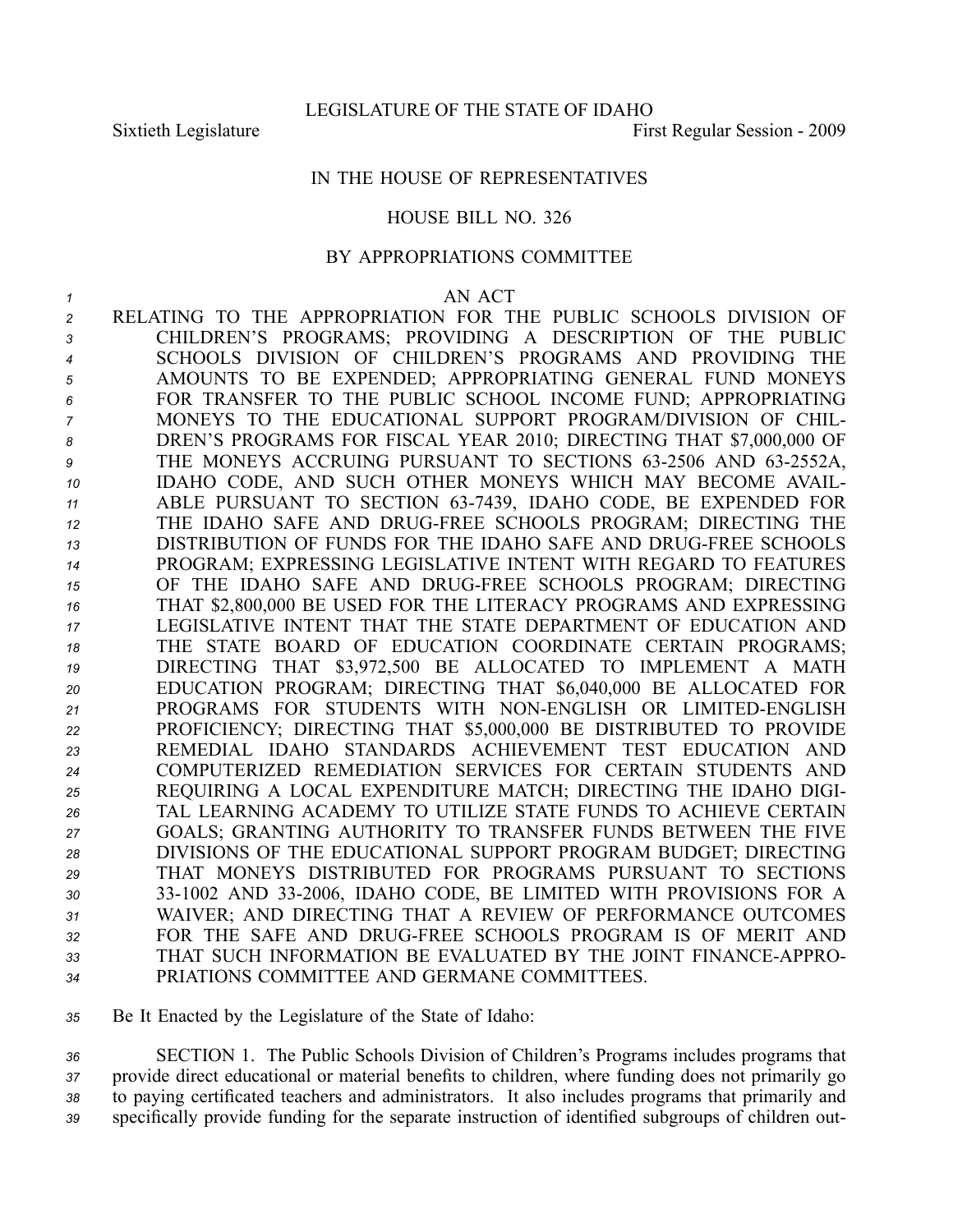LEGISLATURE OF THE STATE OF IDAHO

Sixtieth Legislature First Regular Session - 2009

IN THE HOUSE OF REPRESENTATIVES

HOUSE BILL NO. 326

BY APPROPRIATIONS COMMITTEE

AN ACT

RELATING TO THE APPROPRIATION FOR THE PUBLIC SCHOOLS DIVISION OF CHILDREN'S PROGRAMS; PROVIDING A DESCRIPTION OF THE PUBLIC SCHOOLS DIVISION OF CHILDREN'S PROGRAMS AND PROVIDING THE AMOUNTS TO BE EXPENDED; APPROPRIATING GENERAL FUND MONEYS FOR TRANSFER TO THE PUBLIC SCHOOL INCOME FUND; APPROPRIATING MONEYS TO THE EDUCATIONAL SUPPORT PROGRAM/DIVISION OF CHILDREN'S PROGRAMS FOR FISCAL YEAR 2010; DIRECTING THAT $7,000,000 OF THE MONEYS ACCRUING PURSUANT TO SECTIONS 63-2506 AND 63-2552A, IDAHO CODE, AND SUCH OTHER MONEYS WHICH MAY BECOME AVAILABLE PURSUANT TO SECTION 63-7439, IDAHO CODE, BE EXPENDED FOR THE IDAHO SAFE AND DRUG-FREE SCHOOLS PROGRAM; DIRECTING THE DISTRIBUTION OF FUNDS FOR THE IDAHO SAFE AND DRUG-FREE SCHOOLS PROGRAM; EXPRESSING LEGISLATIVE INTENT WITH REGARD TO FEATURES OF THE IDAHO SAFE AND DRUG-FREE SCHOOLS PROGRAM; DIRECTING THAT $2,800,000 BE USED FOR THE LITERACY PROGRAMS AND EXPRESSING LEGISLATIVE INTENT THAT THE STATE DEPARTMENT OF EDUCATION AND THE STATE BOARD OF EDUCATION COORDINATE CERTAIN PROGRAMS; DIRECTING THAT $3,972,500 BE ALLOCATED TO IMPLEMENT A MATH EDUCATION PROGRAM; DIRECTING THAT $6,040,000 BE ALLOCATED FOR PROGRAMS FOR STUDENTS WITH NON-ENGLISH OR LIMITED-ENGLISH PROFICIENCY; DIRECTING THAT $5,000,000 BE DISTRIBUTED TO PROVIDE REMEDIAL IDAHO STANDARDS ACHIEVEMENT TEST EDUCATION AND COMPUTERIZED REMEDIATION SERVICES FOR CERTAIN STUDENTS AND REQUIRING A LOCAL EXPENDITURE MATCH; DIRECTING THE IDAHO DIGITAL LEARNING ACADEMY TO UTILIZE STATE FUNDS TO ACHIEVE CERTAIN GOALS; GRANTING AUTHORITY TO TRANSFER FUNDS BETWEEN THE FIVE DIVISIONS OF THE EDUCATIONAL SUPPORT PROGRAM BUDGET; DIRECTING THAT MONEYS DISTRIBUTED FOR PROGRAMS PURSUANT TO SECTIONS 33-1002 AND 33-2006, IDAHO CODE, BE LIMITED WITH PROVISIONS FOR A WAIVER; AND DIRECTING THAT A REVIEW OF PERFORMANCE OUTCOMES FOR THE SAFE AND DRUG-FREE SCHOOLS PROGRAM IS OF MERIT AND THAT SUCH INFORMATION BE EVALUATED BY THE JOINT FINANCE-APPROPRIATIONS COMMITTEE AND GERMANE COMMITTEES.

Be It Enacted by the Legislature of the State of Idaho:

SECTION 1. The Public Schools Division of Children's Programs includes programs that provide direct educational or material benefits to children, where funding does not primarily go to paying certificated teachers and administrators. It also includes programs that primarily and specifically provide funding for the separate instruction of identified subgroups of children out-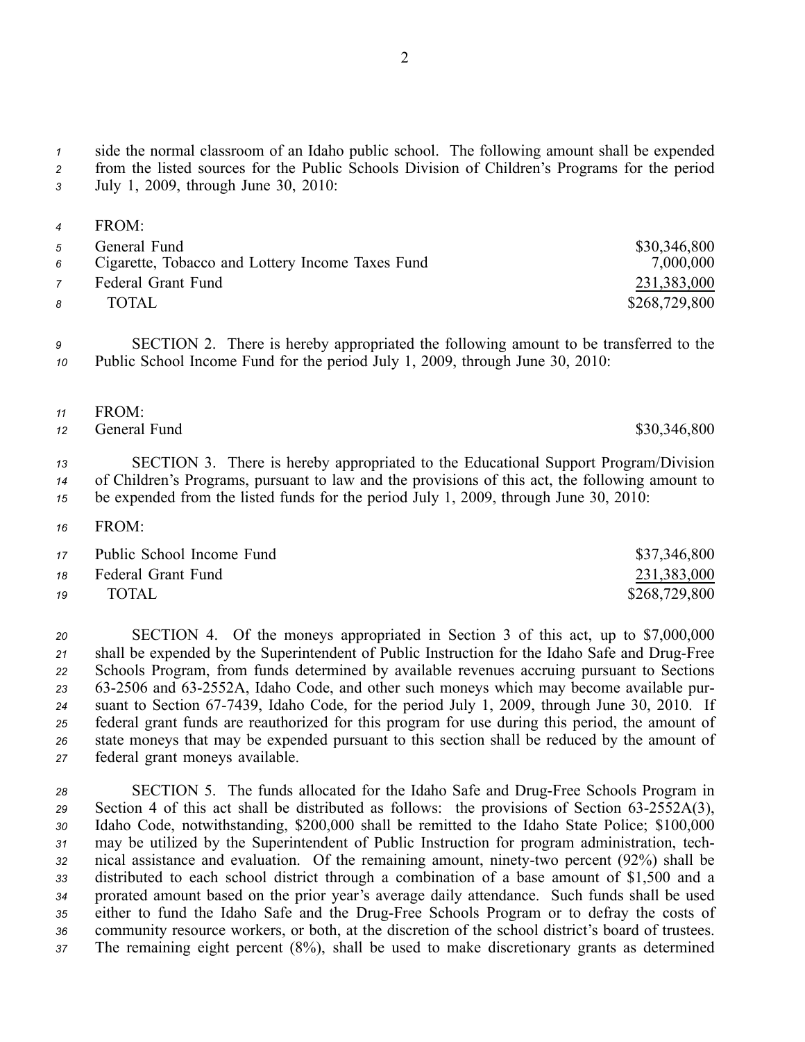side the normal classroom of an Idaho public school. The following amount shall be expended from the listed sources for the Public Schools Division of Children's Programs for the period July 1, 2009, through June 30, 2010:

| FROM: | |
|---|---|
| General Fund | $30,346,800 |
| Cigarette, Tobacco and Lottery Income Taxes Fund | 7,000,000 |
| Federal Grant Fund | 231,383,000 |
| TOTAL | $268,729,800 |

SECTION 2. There is hereby appropriated the following amount to be transferred to the Public School Income Fund for the period July 1, 2009, through June 30, 2010:

| FROM: | |
|---|---|
| General Fund | $30,346,800 |

SECTION 3. There is hereby appropriated to the Educational Support Program/Division of Children's Programs, pursuant to law and the provisions of this act, the following amount to be expended from the listed funds for the period July 1, 2009, through June 30, 2010:

| FROM: | |
|---|---|
| Public School Income Fund | $37,346,800 |
| Federal Grant Fund | 231,383,000 |
| TOTAL | $268,729,800 |

SECTION 4. Of the moneys appropriated in Section 3 of this act, up to $7,000,000 shall be expended by the Superintendent of Public Instruction for the Idaho Safe and Drug-Free Schools Program, from funds determined by available revenues accruing pursuant to Sections 63-2506 and 63-2552A, Idaho Code, and other such moneys which may become available pursuant to Section 67-7439, Idaho Code, for the period July 1, 2009, through June 30, 2010. If federal grant funds are reauthorized for this program for use during this period, the amount of state moneys that may be expended pursuant to this section shall be reduced by the amount of federal grant moneys available.

SECTION 5. The funds allocated for the Idaho Safe and Drug-Free Schools Program in Section 4 of this act shall be distributed as follows: the provisions of Section 63-2552A(3), Idaho Code, notwithstanding, $200,000 shall be remitted to the Idaho State Police; $100,000 may be utilized by the Superintendent of Public Instruction for program administration, technical assistance and evaluation. Of the remaining amount, ninety-two percent (92%) shall be distributed to each school district through a combination of a base amount of $1,500 and a prorated amount based on the prior year's average daily attendance. Such funds shall be used either to fund the Idaho Safe and the Drug-Free Schools Program or to defray the costs of community resource workers, or both, at the discretion of the school district's board of trustees. The remaining eight percent (8%), shall be used to make discretionary grants as determined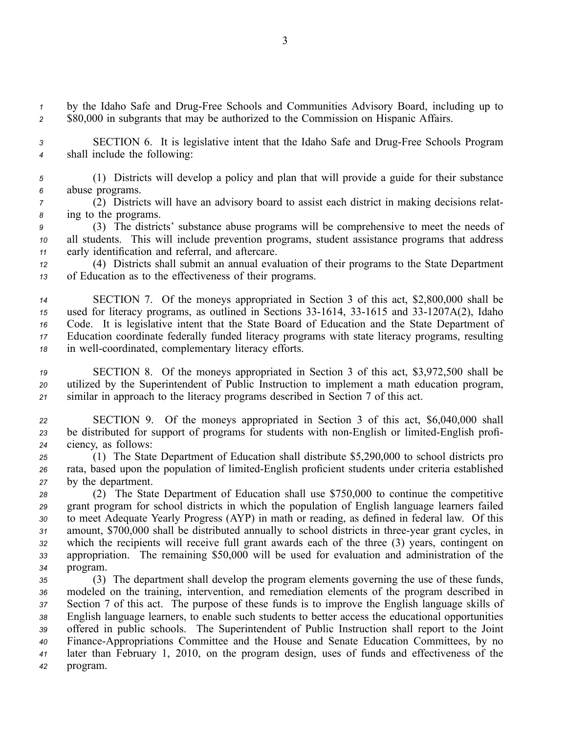by the Idaho Safe and Drug-Free Schools and Communities Advisory Board, including up to $80,000 in subgrants that may be authorized to the Commission on Hispanic Affairs.

SECTION 6. It is legislative intent that the Idaho Safe and Drug-Free Schools Program shall include the following:

(1) Districts will develop a policy and plan that will provide a guide for their substance abuse programs.

(2) Districts will have an advisory board to assist each district in making decisions relating to the programs.

(3) The districts' substance abuse programs will be comprehensive to meet the needs of all students. This will include prevention programs, student assistance programs that address early identification and referral, and aftercare.

(4) Districts shall submit an annual evaluation of their programs to the State Department of Education as to the effectiveness of their programs.

SECTION 7. Of the moneys appropriated in Section 3 of this act, $2,800,000 shall be used for literacy programs, as outlined in Sections 33-1614, 33-1615 and 33-1207A(2), Idaho Code. It is legislative intent that the State Board of Education and the State Department of Education coordinate federally funded literacy programs with state literacy programs, resulting in well-coordinated, complementary literacy efforts.

SECTION 8. Of the moneys appropriated in Section 3 of this act, $3,972,500 shall be utilized by the Superintendent of Public Instruction to implement a math education program, similar in approach to the literacy programs described in Section 7 of this act.

SECTION 9. Of the moneys appropriated in Section 3 of this act, $6,040,000 shall be distributed for support of programs for students with non-English or limited-English proficiency, as follows:

(1) The State Department of Education shall distribute $5,290,000 to school districts pro rata, based upon the population of limited-English proficient students under criteria established by the department.

(2) The State Department of Education shall use $750,000 to continue the competitive grant program for school districts in which the population of English language learners failed to meet Adequate Yearly Progress (AYP) in math or reading, as defined in federal law. Of this amount, $700,000 shall be distributed annually to school districts in three-year grant cycles, in which the recipients will receive full grant awards each of the three (3) years, contingent on appropriation. The remaining $50,000 will be used for evaluation and administration of the program.

(3) The department shall develop the program elements governing the use of these funds, modeled on the training, intervention, and remediation elements of the program described in Section 7 of this act. The purpose of these funds is to improve the English language skills of English language learners, to enable such students to better access the educational opportunities offered in public schools. The Superintendent of Public Instruction shall report to the Joint Finance-Appropriations Committee and the House and Senate Education Committees, by no later than February 1, 2010, on the program design, uses of funds and effectiveness of the program.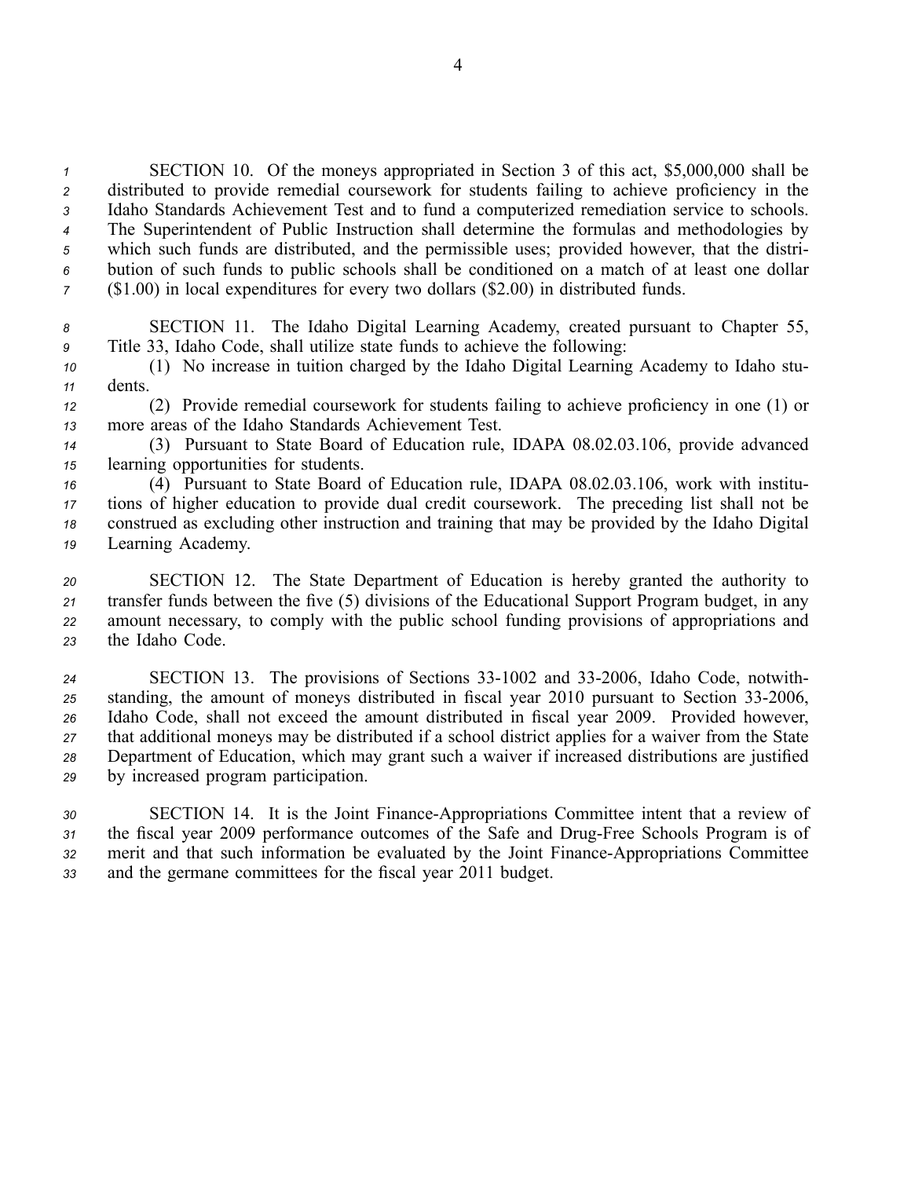SECTION 10. Of the moneys appropriated in Section 3 of this act, $5,000,000 shall be distributed to provide remedial coursework for students failing to achieve proficiency in the Idaho Standards Achievement Test and to fund a computerized remediation service to schools. The Superintendent of Public Instruction shall determine the formulas and methodologies by which such funds are distributed, and the permissible uses; provided however, that the distribution of such funds to public schools shall be conditioned on a match of at least one dollar ($1.00) in local expenditures for every two dollars ($2.00) in distributed funds.

SECTION 11. The Idaho Digital Learning Academy, created pursuant to Chapter 55, Title 33, Idaho Code, shall utilize state funds to achieve the following:

(1) No increase in tuition charged by the Idaho Digital Learning Academy to Idaho students.

(2) Provide remedial coursework for students failing to achieve proficiency in one (1) or more areas of the Idaho Standards Achievement Test.

(3) Pursuant to State Board of Education rule, IDAPA 08.02.03.106, provide advanced learning opportunities for students.

(4) Pursuant to State Board of Education rule, IDAPA 08.02.03.106, work with institutions of higher education to provide dual credit coursework. The preceding list shall not be construed as excluding other instruction and training that may be provided by the Idaho Digital Learning Academy.

SECTION 12. The State Department of Education is hereby granted the authority to transfer funds between the five (5) divisions of the Educational Support Program budget, in any amount necessary, to comply with the public school funding provisions of appropriations and the Idaho Code.

SECTION 13. The provisions of Sections 33-1002 and 33-2006, Idaho Code, notwithstanding, the amount of moneys distributed in fiscal year 2010 pursuant to Section 33-2006, Idaho Code, shall not exceed the amount distributed in fiscal year 2009. Provided however, that additional moneys may be distributed if a school district applies for a waiver from the State Department of Education, which may grant such a waiver if increased distributions are justified by increased program participation.

SECTION 14. It is the Joint Finance-Appropriations Committee intent that a review of the fiscal year 2009 performance outcomes of the Safe and Drug-Free Schools Program is of merit and that such information be evaluated by the Joint Finance-Appropriations Committee and the germane committees for the fiscal year 2011 budget.